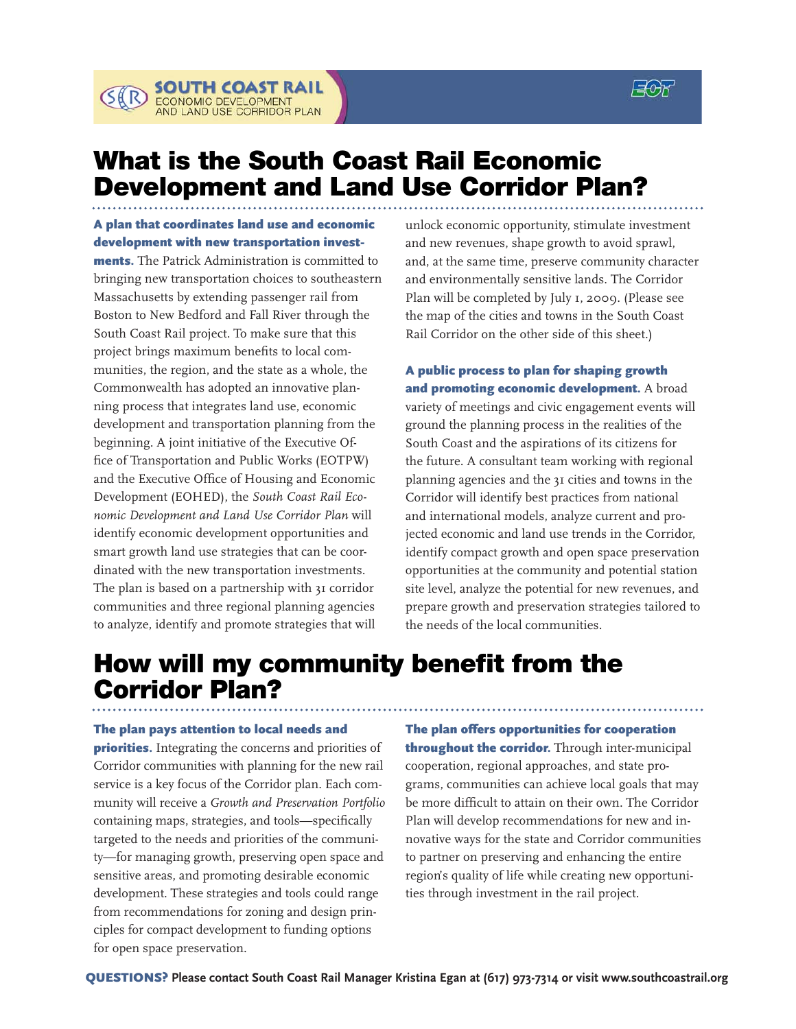**SOUTH COAST RAIL**
ECONOMIC DEVELOPMENT AND LAND USE CORRIDOR PLAN

# What is the South Coast Rail Economic Development and Land Use Corridor Plan?

**A plan that coordinates land use and economic development with new transportation investments.** The Patrick Administration is committed to bringing new transportation choices to southeastern Massachusetts by extending passenger rail from Boston to New Bedford and Fall River through the South Coast Rail project. To make sure that this project brings maximum benefits to local communities, the region, and the state as a whole, the Commonwealth has adopted an innovative planning process that integrates land use, economic development and transportation planning from the beginning. A joint initiative of the Executive Office of Transportation and Public Works (EOTPW) and the Executive Office of Housing and Economic Development (EOHED), the *South Coast Rail Economic Development and Land Use Corridor Plan* will identify economic development opportunities and smart growth land use strategies that can be coordinated with the new transportation investments. The plan is based on a partnership with 31 corridor communities and three regional planning agencies to analyze, identify and promote strategies that will unlock economic opportunity, stimulate investment and new revenues, shape growth to avoid sprawl, and, at the same time, preserve community character and environmentally sensitive lands. The Corridor Plan will be completed by July 1, 2009. (Please see the map of the cities and towns in the South Coast Rail Corridor on the other side of this sheet.)

**A public process to plan for shaping growth and promoting economic development.** A broad variety of meetings and civic engagement events will ground the planning process in the realities of the South Coast and the aspirations of its citizens for the future. A consultant team working with regional planning agencies and the 31 cities and towns in the Corridor will identify best practices from national and international models, analyze current and projected economic and land use trends in the Corridor, identify compact growth and open space preservation opportunities at the community and potential station site level, analyze the potential for new revenues, and prepare growth and preservation strategies tailored to the needs of the local communities.

# How will my community benefit from the Corridor Plan?

**The plan pays attention to local needs and priorities.** Integrating the concerns and priorities of Corridor communities with planning for the new rail service is a key focus of the Corridor plan. Each community will receive a *Growth and Preservation Portfolio* containing maps, strategies, and tools—specifically targeted to the needs and priorities of the community—for managing growth, preserving open space and sensitive areas, and promoting desirable economic development. These strategies and tools could range from recommendations for zoning and design principles for compact development to funding options for open space preservation.

**The plan offers opportunities for cooperation throughout the corridor.** Through inter-municipal cooperation, regional approaches, and state programs, communities can achieve local goals that may be more difficult to attain on their own. The Corridor Plan will develop recommendations for new and innovative ways for the state and Corridor communities to partner on preserving and enhancing the entire region's quality of life while creating new opportunities through investment in the rail project.

**QUESTIONS? Please contact South Coast Rail Manager Kristina Egan at (617) 973-7314 or visit www.southcoastrail.org**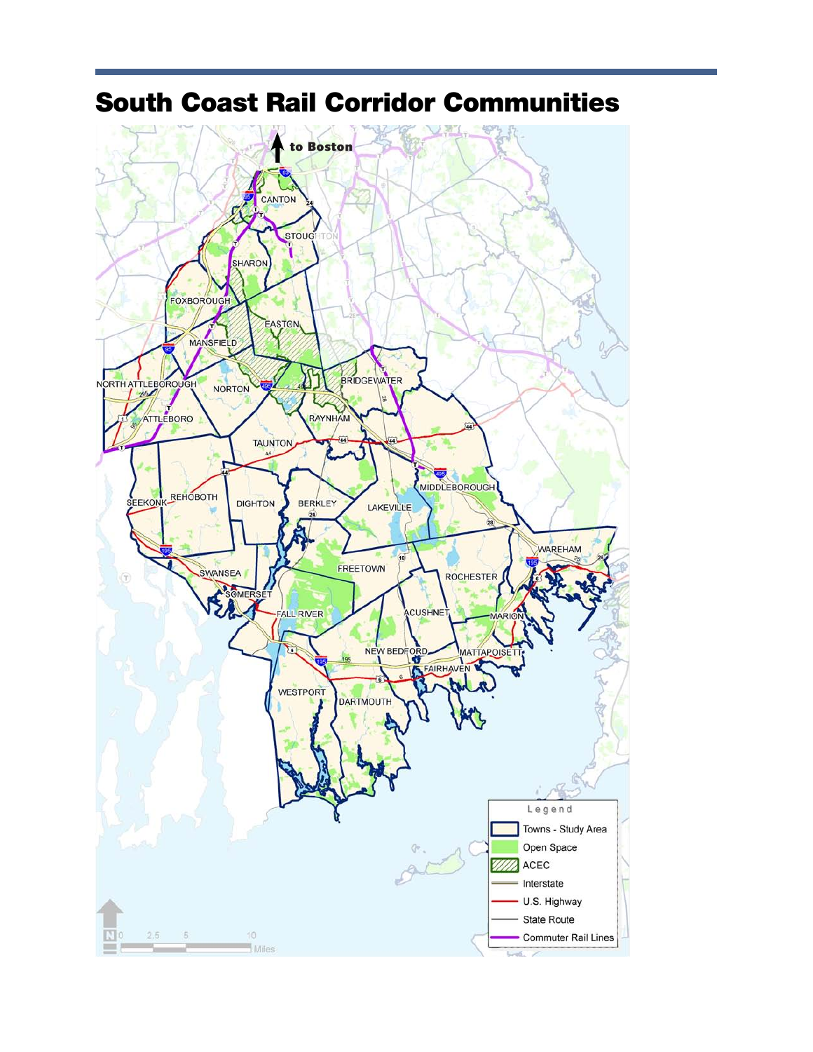# South Coast Rail Corridor Communities

to Boston

CANTON

STOUGHTON

SHARON

FOXBOROUGH

EASTON

MANSFIELD

NORTH ATTLEBOROUGH

NORTON

BRIDGEWATER

ATTLEBORO

RAYNHAM

TAUNTON

MIDDLEBOROUGH

SEEKONK

REHOBOTH

DIGHTON

BERKLEY

LAKEVILLE

WAREHAM

FREETOWN

ROCHESTER

SWANSEA

SOMERSET

FALL RIVER

ACUSHNET

MARION

NEW BEDFORD

MATTAPOISETT

FAIRHAVEN

WESTPORT

DARTMOUTH

Legend

Towns - Study Area

Open Space

ACEC

Interstate

U.S. Highway

State Route

Commuter Rail Lines

N

0 2.5 5 10 Miles